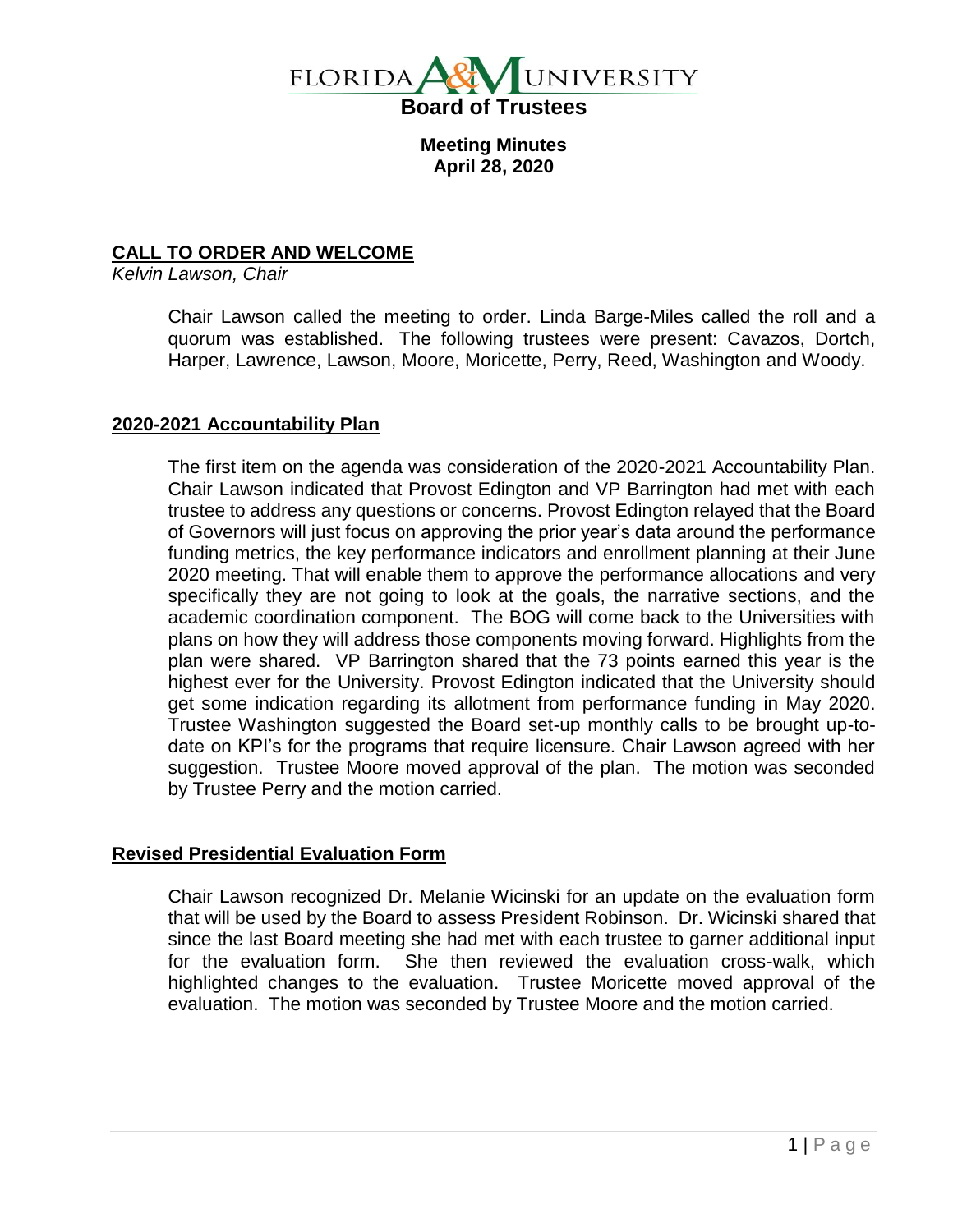# FLORIDA A&M UNIVERSITY

## Board of Trustees

**Meeting Minutes**
**April 28, 2020**

## CALL TO ORDER AND WELCOME

*Kelvin Lawson, Chair*

Chair Lawson called the meeting to order. Linda Barge-Miles called the roll and a quorum was established. The following trustees were present: Cavazos, Dortch, Harper, Lawrence, Lawson, Moore, Moricette, Perry, Reed, Washington and Woody.

## 2020-2021 Accountability Plan

The first item on the agenda was consideration of the 2020-2021 Accountability Plan. Chair Lawson indicated that Provost Edington and VP Barrington had met with each trustee to address any questions or concerns. Provost Edington relayed that the Board of Governors will just focus on approving the prior year's data around the performance funding metrics, the key performance indicators and enrollment planning at their June 2020 meeting. That will enable them to approve the performance allocations and very specifically they are not going to look at the goals, the narrative sections, and the academic coordination component. The BOG will come back to the Universities with plans on how they will address those components moving forward. Highlights from the plan were shared. VP Barrington shared that the 73 points earned this year is the highest ever for the University. Provost Edington indicated that the University should get some indication regarding its allotment from performance funding in May 2020. Trustee Washington suggested the Board set-up monthly calls to be brought up-to-date on KPI's for the programs that require licensure. Chair Lawson agreed with her suggestion. Trustee Moore moved approval of the plan. The motion was seconded by Trustee Perry and the motion carried.

## Revised Presidential Evaluation Form

Chair Lawson recognized Dr. Melanie Wicinski for an update on the evaluation form that will be used by the Board to assess President Robinson. Dr. Wicinski shared that since the last Board meeting she had met with each trustee to garner additional input for the evaluation form. She then reviewed the evaluation cross-walk, which highlighted changes to the evaluation. Trustee Moricette moved approval of the evaluation. The motion was seconded by Trustee Moore and the motion carried.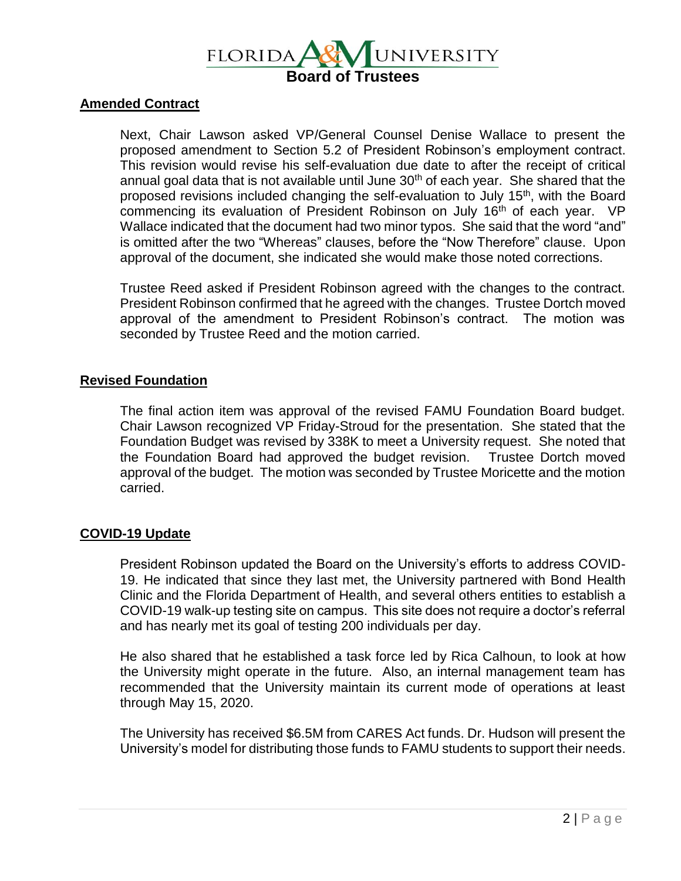## Amended Contract

Next, Chair Lawson asked VP/General Counsel Denise Wallace to present the proposed amendment to Section 5.2 of President Robinson's employment contract. This revision would revise his self-evaluation due date to after the receipt of critical annual goal data that is not available until June 30th of each year. She shared that the proposed revisions included changing the self-evaluation to July 15th, with the Board commencing its evaluation of President Robinson on July 16th of each year. VP Wallace indicated that the document had two minor typos. She said that the word "and" is omitted after the two "Whereas" clauses, before the "Now Therefore" clause. Upon approval of the document, she indicated she would make those noted corrections.

Trustee Reed asked if President Robinson agreed with the changes to the contract. President Robinson confirmed that he agreed with the changes. Trustee Dortch moved approval of the amendment to President Robinson's contract. The motion was seconded by Trustee Reed and the motion carried.

## Revised Foundation

The final action item was approval of the revised FAMU Foundation Board budget. Chair Lawson recognized VP Friday-Stroud for the presentation. She stated that the Foundation Budget was revised by 338K to meet a University request. She noted that the Foundation Board had approved the budget revision. Trustee Dortch moved approval of the budget. The motion was seconded by Trustee Moricette and the motion carried.

## COVID-19 Update

President Robinson updated the Board on the University's efforts to address COVID-19. He indicated that since they last met, the University partnered with Bond Health Clinic and the Florida Department of Health, and several others entities to establish a COVID-19 walk-up testing site on campus. This site does not require a doctor's referral and has nearly met its goal of testing 200 individuals per day.

He also shared that he established a task force led by Rica Calhoun, to look at how the University might operate in the future. Also, an internal management team has recommended that the University maintain its current mode of operations at least through May 15, 2020.

The University has received $6.5M from CARES Act funds. Dr. Hudson will present the University's model for distributing those funds to FAMU students to support their needs.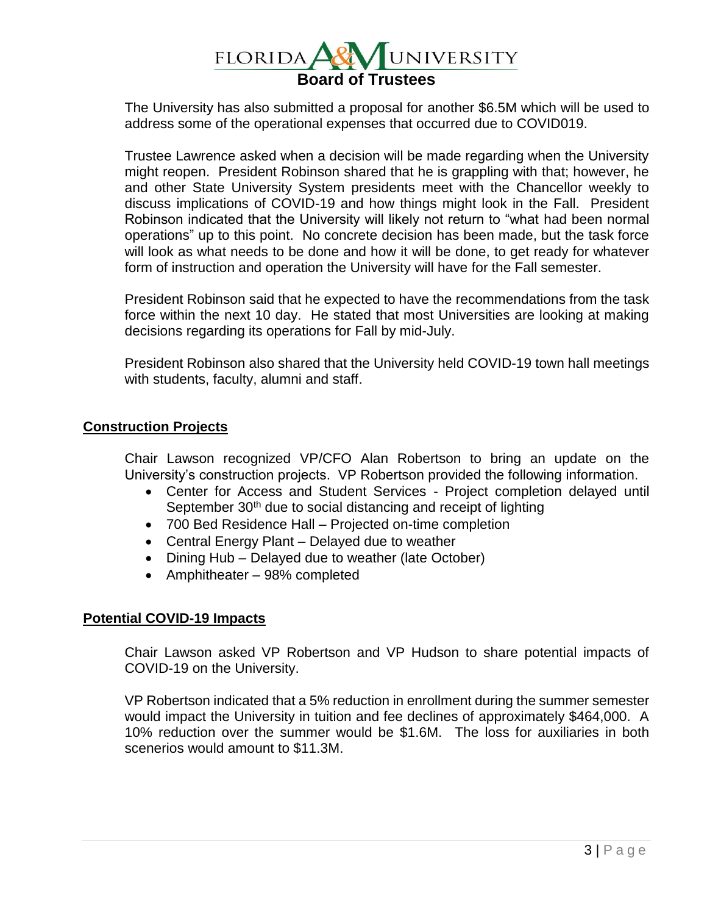The University has also submitted a proposal for another $6.5M which will be used to address some of the operational expenses that occurred due to COVID019.

Trustee Lawrence asked when a decision will be made regarding when the University might reopen. President Robinson shared that he is grappling with that; however, he and other State University System presidents meet with the Chancellor weekly to discuss implications of COVID-19 and how things might look in the Fall. President Robinson indicated that the University will likely not return to "what had been normal operations" up to this point. No concrete decision has been made, but the task force will look as what needs to be done and how it will be done, to get ready for whatever form of instruction and operation the University will have for the Fall semester.

President Robinson said that he expected to have the recommendations from the task force within the next 10 day. He stated that most Universities are looking at making decisions regarding its operations for Fall by mid-July.

President Robinson also shared that the University held COVID-19 town hall meetings with students, faculty, alumni and staff.

## **Construction Projects**

Chair Lawson recognized VP/CFO Alan Robertson to bring an update on the University's construction projects. VP Robertson provided the following information.

- Center for Access and Student Services - Project completion delayed until September 30th due to social distancing and receipt of lighting
- 700 Bed Residence Hall – Projected on-time completion
- Central Energy Plant – Delayed due to weather
- Dining Hub – Delayed due to weather (late October)
- Amphitheater – 98% completed

## **Potential COVID-19 Impacts**

Chair Lawson asked VP Robertson and VP Hudson to share potential impacts of COVID-19 on the University.

VP Robertson indicated that a 5% reduction in enrollment during the summer semester would impact the University in tuition and fee declines of approximately $464,000. A 10% reduction over the summer would be $1.6M. The loss for auxiliaries in both scenerios would amount to $11.3M.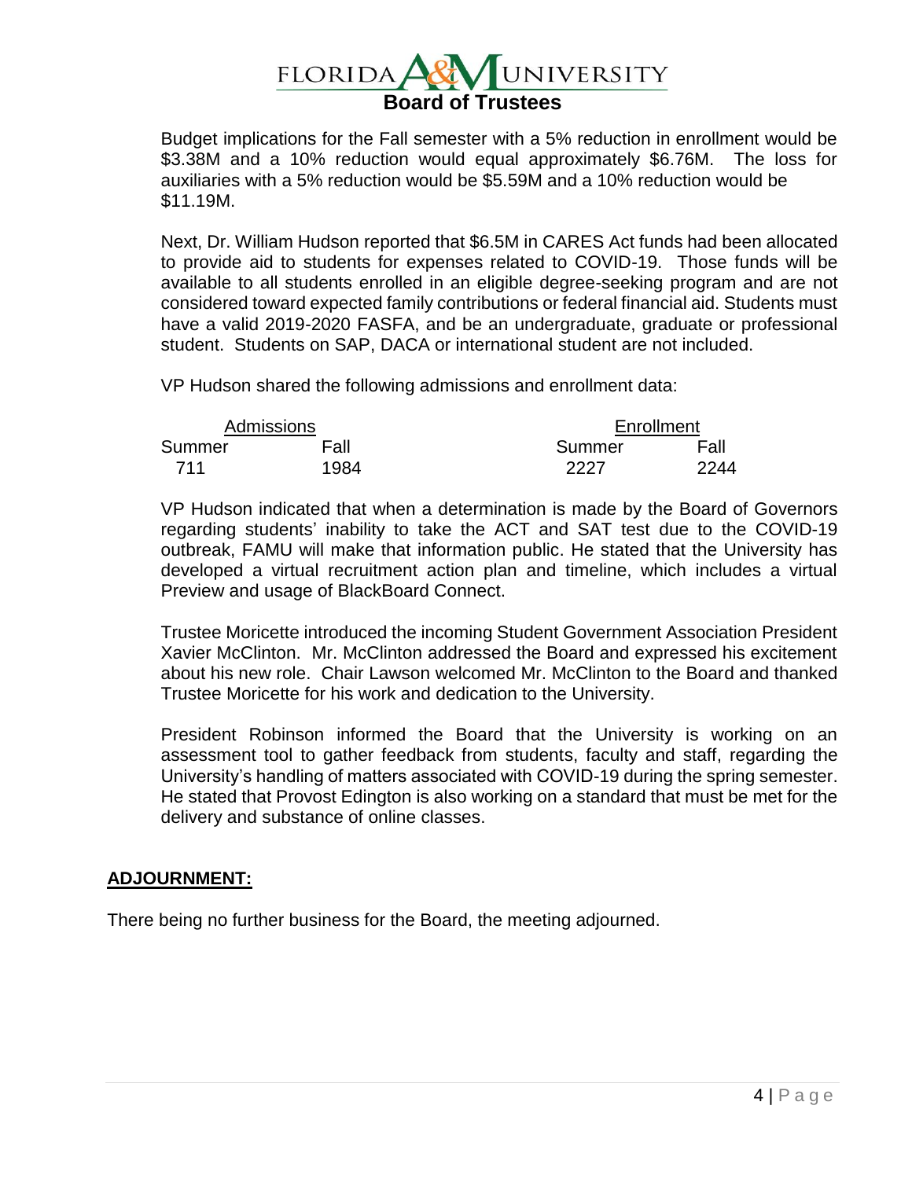Budget implications for the Fall semester with a 5% reduction in enrollment would be $3.38M and a 10% reduction would equal approximately $6.76M. The loss for auxiliaries with a 5% reduction would be $5.59M and a 10% reduction would be $11.19M.

Next, Dr. William Hudson reported that $6.5M in CARES Act funds had been allocated to provide aid to students for expenses related to COVID-19. Those funds will be available to all students enrolled in an eligible degree-seeking program and are not considered toward expected family contributions or federal financial aid. Students must have a valid 2019-2020 FASFA, and be an undergraduate, graduate or professional student. Students on SAP, DACA or international student are not included.

VP Hudson shared the following admissions and enrollment data:

| Admissions | | Enrollment | |
|---|---|---|---|
| Summer | Fall | Summer | Fall |
| 711 | 1984 | 2227 | 2244 |

VP Hudson indicated that when a determination is made by the Board of Governors regarding students' inability to take the ACT and SAT test due to the COVID-19 outbreak, FAMU will make that information public. He stated that the University has developed a virtual recruitment action plan and timeline, which includes a virtual Preview and usage of BlackBoard Connect.

Trustee Moricette introduced the incoming Student Government Association President Xavier McClinton. Mr. McClinton addressed the Board and expressed his excitement about his new role. Chair Lawson welcomed Mr. McClinton to the Board and thanked Trustee Moricette for his work and dedication to the University.

President Robinson informed the Board that the University is working on an assessment tool to gather feedback from students, faculty and staff, regarding the University's handling of matters associated with COVID-19 during the spring semester. He stated that Provost Edington is also working on a standard that must be met for the delivery and substance of online classes.

**ADJOURNMENT:**

There being no further business for the Board, the meeting adjourned.